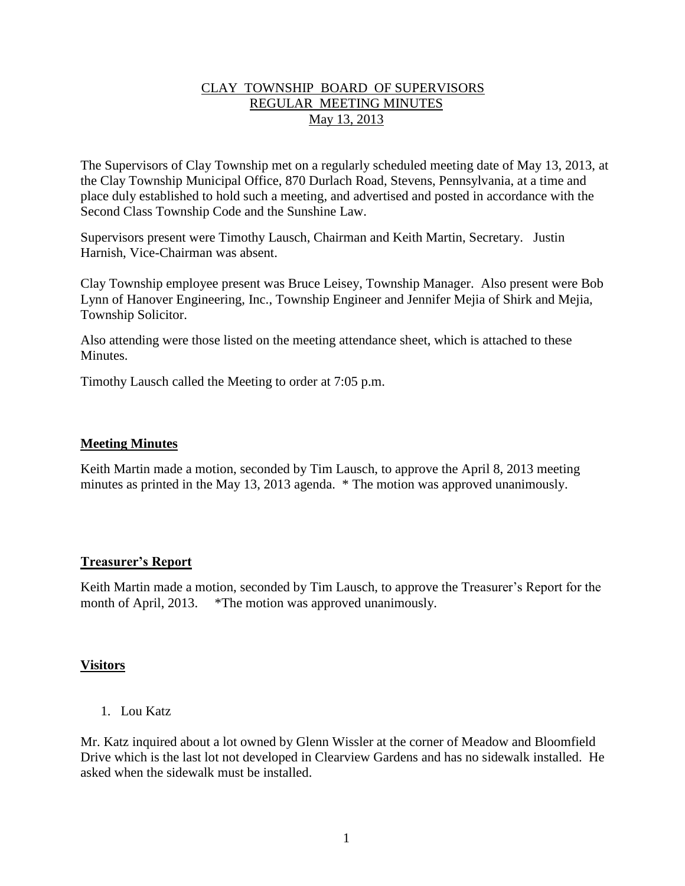# CLAY TOWNSHIP BOARD OF SUPERVISORS
## REGULAR MEETING MINUTES
### May 13, 2013

The Supervisors of Clay Township met on a regularly scheduled meeting date of May 13, 2013, at the Clay Township Municipal Office, 870 Durlach Road, Stevens, Pennsylvania, at a time and place duly established to hold such a meeting, and advertised and posted in accordance with the Second Class Township Code and the Sunshine Law.

Supervisors present were Timothy Lausch, Chairman and Keith Martin, Secretary. Justin Harnish, Vice-Chairman was absent.

Clay Township employee present was Bruce Leisey, Township Manager. Also present were Bob Lynn of Hanover Engineering, Inc., Township Engineer and Jennifer Mejia of Shirk and Mejia, Township Solicitor.

Also attending were those listed on the meeting attendance sheet, which is attached to these Minutes.

Timothy Lausch called the Meeting to order at 7:05 p.m.

## Meeting Minutes

Keith Martin made a motion, seconded by Tim Lausch, to approve the April 8, 2013 meeting minutes as printed in the May 13, 2013 agenda. * The motion was approved unanimously.

## Treasurer's Report

Keith Martin made a motion, seconded by Tim Lausch, to approve the Treasurer's Report for the month of April, 2013. *The motion was approved unanimously.

## Visitors

1. Lou Katz

Mr. Katz inquired about a lot owned by Glenn Wissler at the corner of Meadow and Bloomfield Drive which is the last lot not developed in Clearview Gardens and has no sidewalk installed. He asked when the sidewalk must be installed.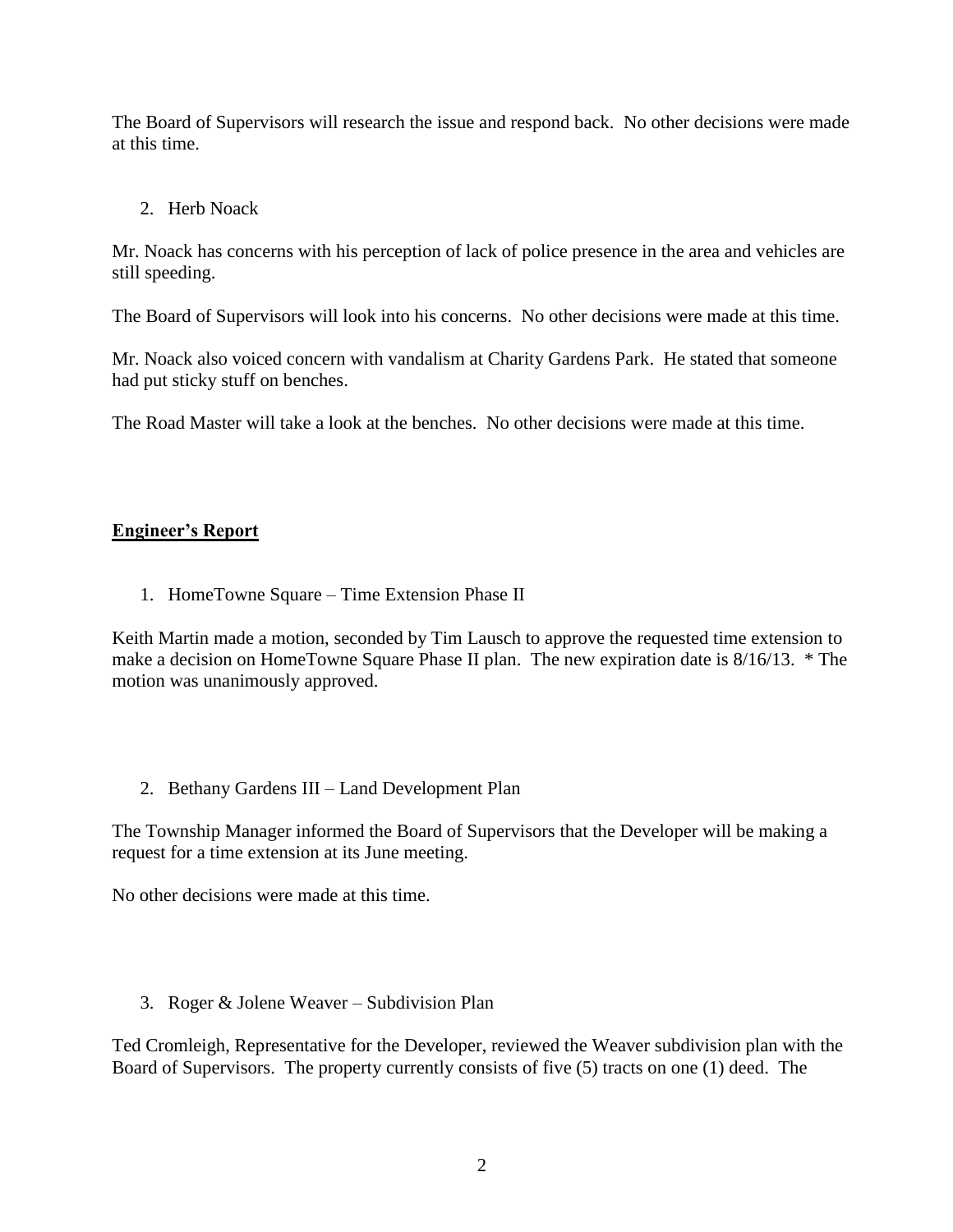The Board of Supervisors will research the issue and respond back. No other decisions were made at this time.

2. Herb Noack

Mr. Noack has concerns with his perception of lack of police presence in the area and vehicles are still speeding.

The Board of Supervisors will look into his concerns. No other decisions were made at this time.

Mr. Noack also voiced concern with vandalism at Charity Gardens Park. He stated that someone had put sticky stuff on benches.

The Road Master will take a look at the benches. No other decisions were made at this time.

## **Engineer's Report**

1. HomeTowne Square – Time Extension Phase II

Keith Martin made a motion, seconded by Tim Lausch to approve the requested time extension to make a decision on HomeTowne Square Phase II plan. The new expiration date is 8/16/13. * The motion was unanimously approved.

2. Bethany Gardens III – Land Development Plan

The Township Manager informed the Board of Supervisors that the Developer will be making a request for a time extension at its June meeting.

No other decisions were made at this time.

3. Roger & Jolene Weaver – Subdivision Plan

Ted Cromleigh, Representative for the Developer, reviewed the Weaver subdivision plan with the Board of Supervisors. The property currently consists of five (5) tracts on one (1) deed. The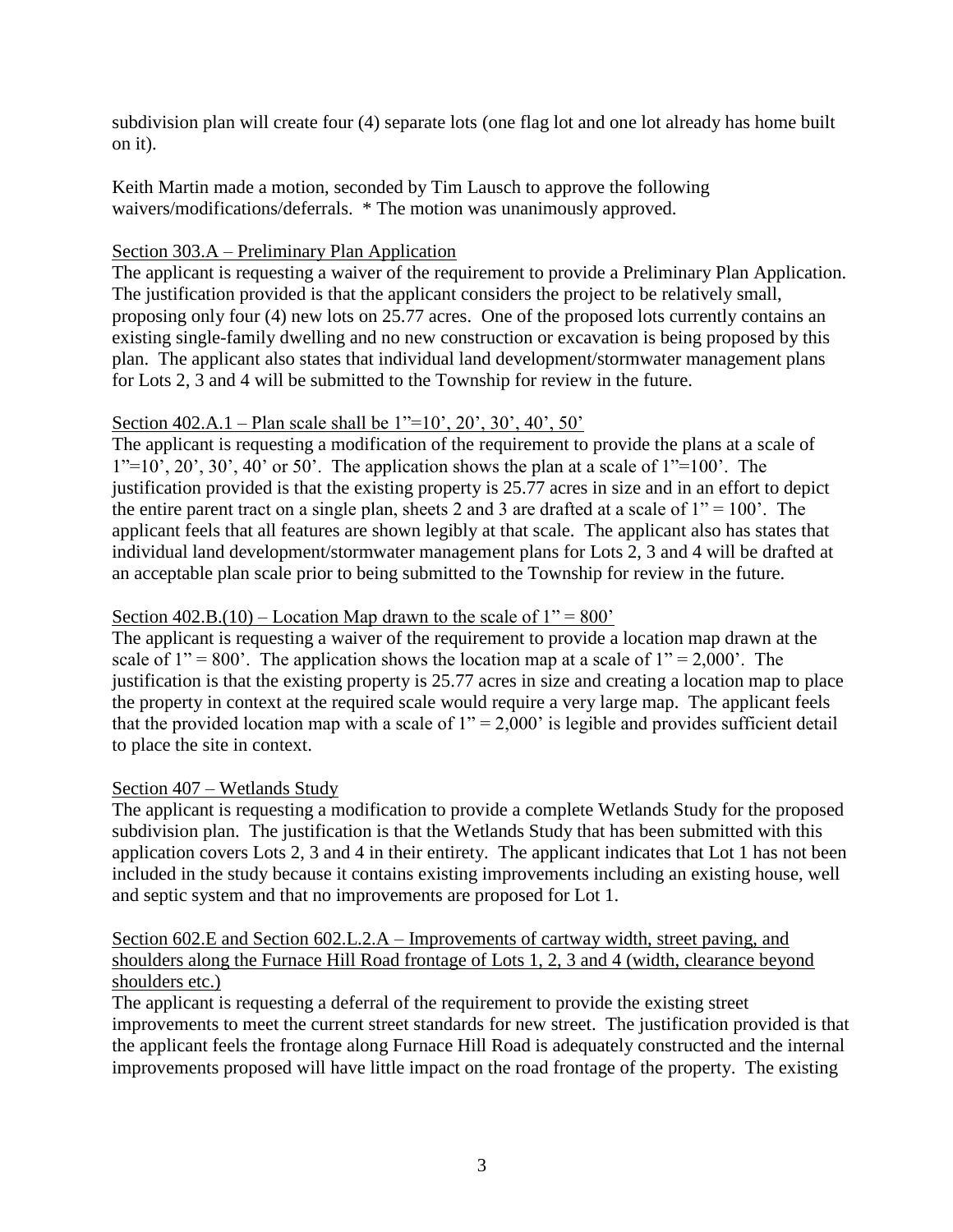subdivision plan will create four (4) separate lots (one flag lot and one lot already has home built on it).

Keith Martin made a motion, seconded by Tim Lausch to approve the following waivers/modifications/deferrals. * The motion was unanimously approved.

Section 303.A – Preliminary Plan Application

The applicant is requesting a waiver of the requirement to provide a Preliminary Plan Application. The justification provided is that the applicant considers the project to be relatively small, proposing only four (4) new lots on 25.77 acres. One of the proposed lots currently contains an existing single-family dwelling and no new construction or excavation is being proposed by this plan. The applicant also states that individual land development/stormwater management plans for Lots 2, 3 and 4 will be submitted to the Township for review in the future.

Section 402.A.1 – Plan scale shall be 1"=10', 20', 30', 40', 50'

The applicant is requesting a modification of the requirement to provide the plans at a scale of 1"=10', 20', 30', 40' or 50'. The application shows the plan at a scale of 1"=100'. The justification provided is that the existing property is 25.77 acres in size and in an effort to depict the entire parent tract on a single plan, sheets 2 and 3 are drafted at a scale of 1" = 100'. The applicant feels that all features are shown legibly at that scale. The applicant also has states that individual land development/stormwater management plans for Lots 2, 3 and 4 will be drafted at an acceptable plan scale prior to being submitted to the Township for review in the future.

Section 402.B.(10) – Location Map drawn to the scale of 1" = 800'

The applicant is requesting a waiver of the requirement to provide a location map drawn at the scale of 1" = 800'. The application shows the location map at a scale of 1" = 2,000'. The justification is that the existing property is 25.77 acres in size and creating a location map to place the property in context at the required scale would require a very large map. The applicant feels that the provided location map with a scale of 1" = 2,000' is legible and provides sufficient detail to place the site in context.

Section 407 – Wetlands Study

The applicant is requesting a modification to provide a complete Wetlands Study for the proposed subdivision plan. The justification is that the Wetlands Study that has been submitted with this application covers Lots 2, 3 and 4 in their entirety. The applicant indicates that Lot 1 has not been included in the study because it contains existing improvements including an existing house, well and septic system and that no improvements are proposed for Lot 1.

Section 602.E and Section 602.L.2.A – Improvements of cartway width, street paving, and shoulders along the Furnace Hill Road frontage of Lots 1, 2, 3 and 4 (width, clearance beyond shoulders etc.)

The applicant is requesting a deferral of the requirement to provide the existing street improvements to meet the current street standards for new street. The justification provided is that the applicant feels the frontage along Furnace Hill Road is adequately constructed and the internal improvements proposed will have little impact on the road frontage of the property. The existing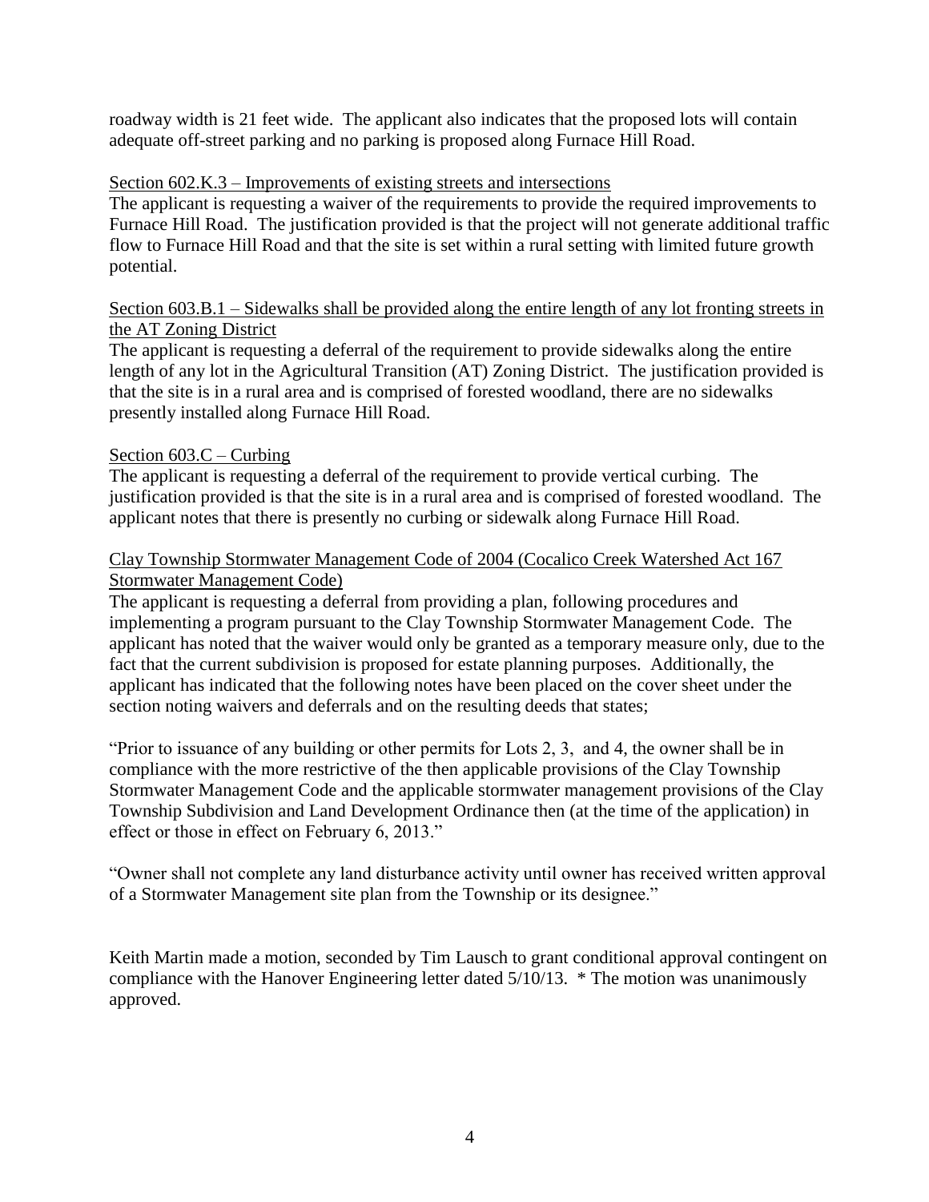roadway width is 21 feet wide. The applicant also indicates that the proposed lots will contain adequate off-street parking and no parking is proposed along Furnace Hill Road.

<u>Section 602.K.3 – Improvements of existing streets and intersections</u>

The applicant is requesting a waiver of the requirements to provide the required improvements to Furnace Hill Road. The justification provided is that the project will not generate additional traffic flow to Furnace Hill Road and that the site is set within a rural setting with limited future growth potential.

<u>Section 603.B.1 – Sidewalks shall be provided along the entire length of any lot fronting streets in the AT Zoning District</u>

The applicant is requesting a deferral of the requirement to provide sidewalks along the entire length of any lot in the Agricultural Transition (AT) Zoning District. The justification provided is that the site is in a rural area and is comprised of forested woodland, there are no sidewalks presently installed along Furnace Hill Road.

<u>Section 603.C – Curbing</u>

The applicant is requesting a deferral of the requirement to provide vertical curbing. The justification provided is that the site is in a rural area and is comprised of forested woodland. The applicant notes that there is presently no curbing or sidewalk along Furnace Hill Road.

<u>Clay Township Stormwater Management Code of 2004 (Cocalico Creek Watershed Act 167 Stormwater Management Code)</u>

The applicant is requesting a deferral from providing a plan, following procedures and implementing a program pursuant to the Clay Township Stormwater Management Code. The applicant has noted that the waiver would only be granted as a temporary measure only, due to the fact that the current subdivision is proposed for estate planning purposes. Additionally, the applicant has indicated that the following notes have been placed on the cover sheet under the section noting waivers and deferrals and on the resulting deeds that states;

"Prior to issuance of any building or other permits for Lots 2, 3, and 4, the owner shall be in compliance with the more restrictive of the then applicable provisions of the Clay Township Stormwater Management Code and the applicable stormwater management provisions of the Clay Township Subdivision and Land Development Ordinance then (at the time of the application) in effect or those in effect on February 6, 2013."

"Owner shall not complete any land disturbance activity until owner has received written approval of a Stormwater Management site plan from the Township or its designee."

Keith Martin made a motion, seconded by Tim Lausch to grant conditional approval contingent on compliance with the Hanover Engineering letter dated 5/10/13. * The motion was unanimously approved.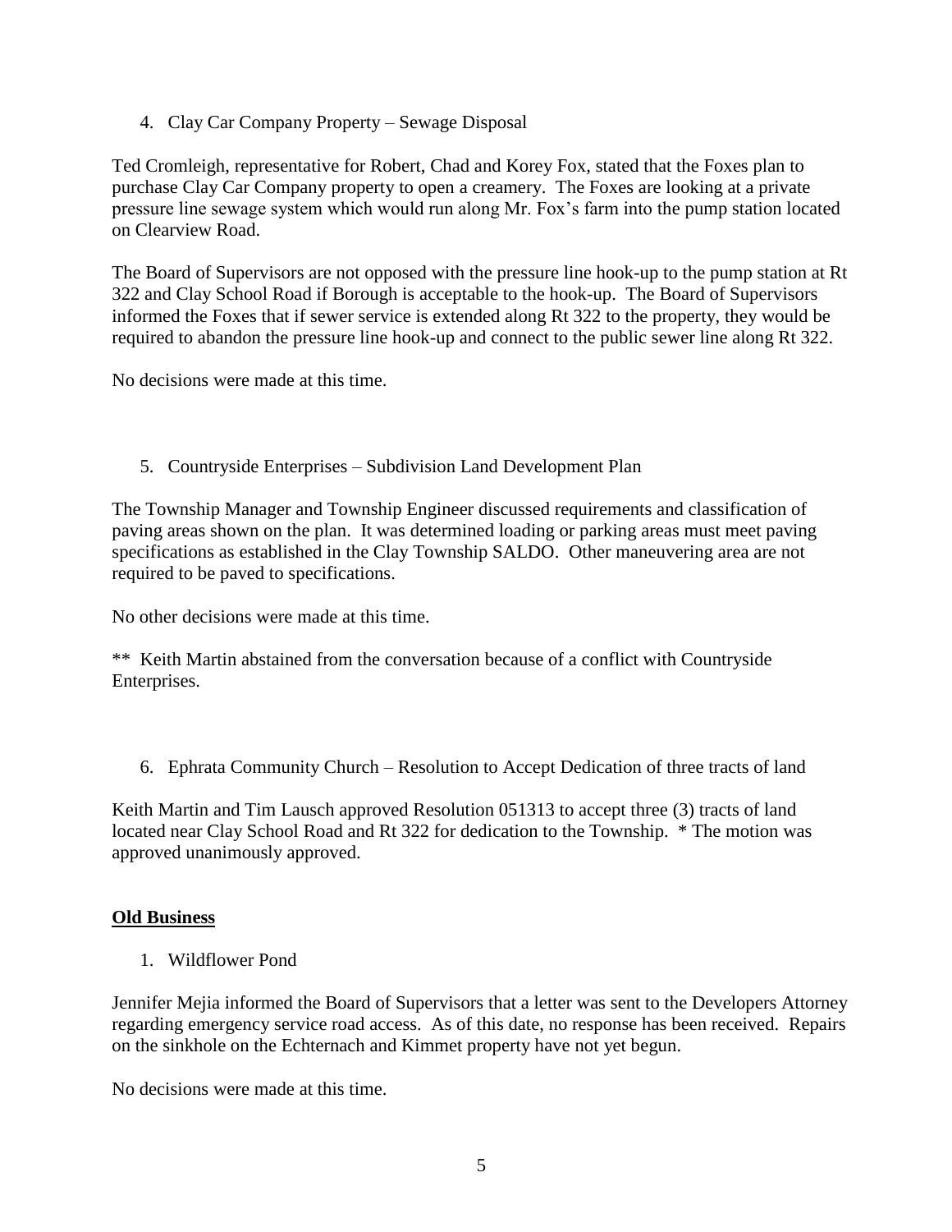4. Clay Car Company Property – Sewage Disposal

Ted Cromleigh, representative for Robert, Chad and Korey Fox, stated that the Foxes plan to purchase Clay Car Company property to open a creamery. The Foxes are looking at a private pressure line sewage system which would run along Mr. Fox's farm into the pump station located on Clearview Road.

The Board of Supervisors are not opposed with the pressure line hook-up to the pump station at Rt 322 and Clay School Road if Borough is acceptable to the hook-up. The Board of Supervisors informed the Foxes that if sewer service is extended along Rt 322 to the property, they would be required to abandon the pressure line hook-up and connect to the public sewer line along Rt 322.

No decisions were made at this time.

5. Countryside Enterprises – Subdivision Land Development Plan

The Township Manager and Township Engineer discussed requirements and classification of paving areas shown on the plan. It was determined loading or parking areas must meet paving specifications as established in the Clay Township SALDO. Other maneuvering area are not required to be paved to specifications.

No other decisions were made at this time.

** Keith Martin abstained from the conversation because of a conflict with Countryside Enterprises.

6. Ephrata Community Church – Resolution to Accept Dedication of three tracts of land

Keith Martin and Tim Lausch approved Resolution 051313 to accept three (3) tracts of land located near Clay School Road and Rt 322 for dedication to the Township. * The motion was approved unanimously approved.

## **Old Business**

1. Wildflower Pond

Jennifer Mejia informed the Board of Supervisors that a letter was sent to the Developers Attorney regarding emergency service road access. As of this date, no response has been received. Repairs on the sinkhole on the Echternach and Kimmet property have not yet begun.

No decisions were made at this time.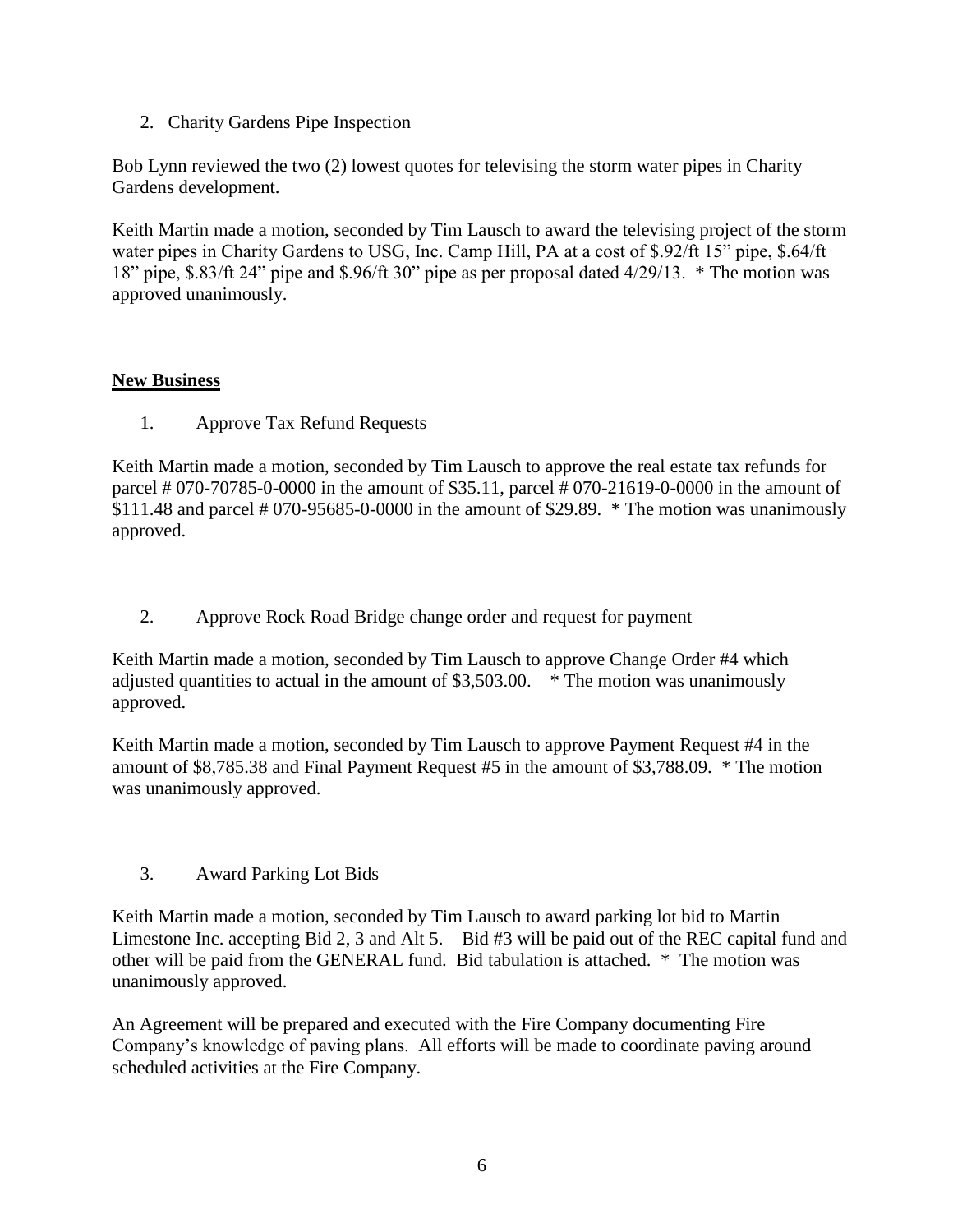2. Charity Gardens Pipe Inspection

Bob Lynn reviewed the two (2) lowest quotes for televising the storm water pipes in Charity Gardens development.

Keith Martin made a motion, seconded by Tim Lausch to award the televising project of the storm water pipes in Charity Gardens to USG, Inc. Camp Hill, PA at a cost of $.92/ft 15" pipe, $.64/ft 18" pipe, $.83/ft 24" pipe and $.96/ft 30" pipe as per proposal dated 4/29/13. * The motion was approved unanimously.

## New Business

1. Approve Tax Refund Requests

Keith Martin made a motion, seconded by Tim Lausch to approve the real estate tax refunds for parcel # 070-70785-0-0000 in the amount of $35.11, parcel # 070-21619-0-0000 in the amount of $111.48 and parcel # 070-95685-0-0000 in the amount of $29.89. * The motion was unanimously approved.

2. Approve Rock Road Bridge change order and request for payment

Keith Martin made a motion, seconded by Tim Lausch to approve Change Order #4 which adjusted quantities to actual in the amount of $3,503.00. * The motion was unanimously approved.

Keith Martin made a motion, seconded by Tim Lausch to approve Payment Request #4 in the amount of $8,785.38 and Final Payment Request #5 in the amount of $3,788.09. * The motion was unanimously approved.

3. Award Parking Lot Bids

Keith Martin made a motion, seconded by Tim Lausch to award parking lot bid to Martin Limestone Inc. accepting Bid 2, 3 and Alt 5. Bid #3 will be paid out of the REC capital fund and other will be paid from the GENERAL fund. Bid tabulation is attached. * The motion was unanimously approved.

An Agreement will be prepared and executed with the Fire Company documenting Fire Company's knowledge of paving plans. All efforts will be made to coordinate paving around scheduled activities at the Fire Company.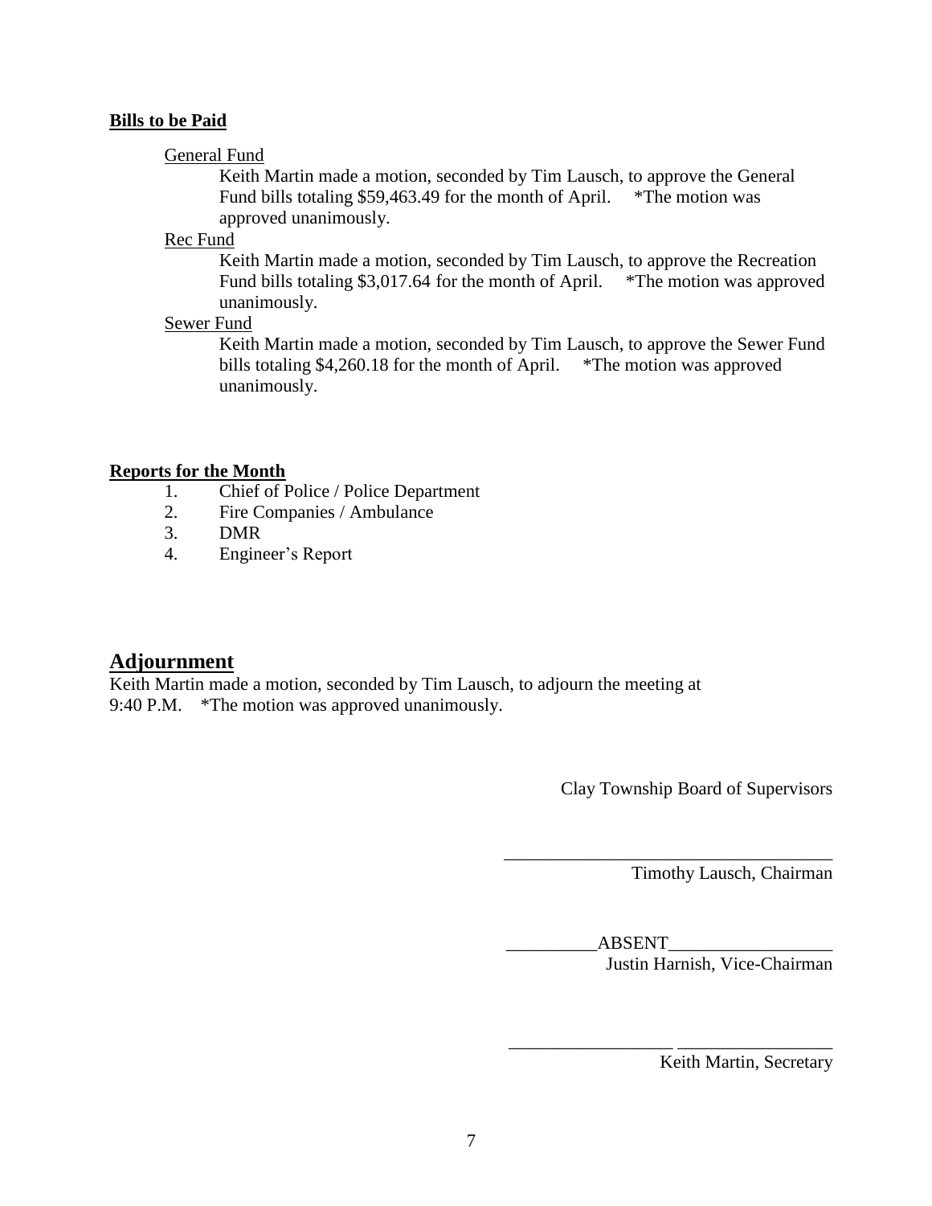**Bills to be Paid**

General Fund

Keith Martin made a motion, seconded by Tim Lausch, to approve the General Fund bills totaling $59,463.49 for the month of April. *The motion was approved unanimously.

Rec Fund

Keith Martin made a motion, seconded by Tim Lausch, to approve the Recreation Fund bills totaling $3,017.64 for the month of April. *The motion was approved unanimously.

Sewer Fund

Keith Martin made a motion, seconded by Tim Lausch, to approve the Sewer Fund bills totaling $4,260.18 for the month of April. *The motion was approved unanimously.

**Reports for the Month**

1. Chief of Police / Police Department
2. Fire Companies / Ambulance
3. DMR
4. Engineer's Report

## Adjournment

Keith Martin made a motion, seconded by Tim Lausch, to adjourn the meeting at 9:40 P.M. *The motion was approved unanimously.

Clay Township Board of Supervisors

_____________________________________
Timothy Lausch, Chairman

__________ABSENT__________________
Justin Harnish, Vice-Chairman

__________________ ________________
Keith Martin, Secretary